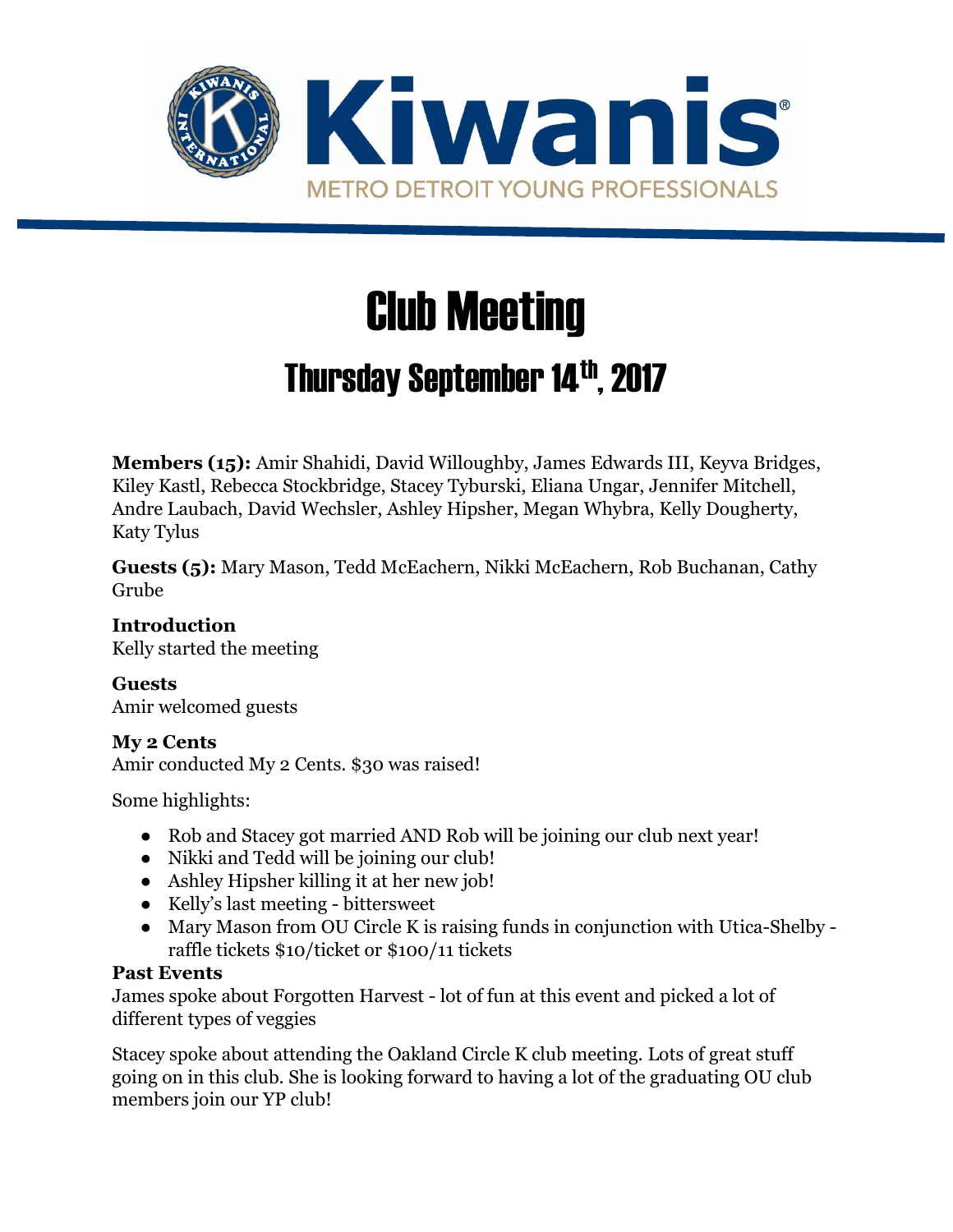Kiwanis

METRO DETROIT YOUNG PROFESSIONALS

# Club Meeting

## Thursday September 14th, 2017

**Members (15):** Amir Shahidi, David Willoughby, James Edwards III, Keyva Bridges, Kiley Kastl, Rebecca Stockbridge, Stacey Tyburski, Eliana Ungar, Jennifer Mitchell, Andre Laubach, David Wechsler, Ashley Hipsher, Megan Whybra, Kelly Dougherty, Katy Tylus

**Guests (5):** Mary Mason, Tedd McEachern, Nikki McEachern, Rob Buchanan, Cathy Grube

**Introduction**
Kelly started the meeting

**Guests**
Amir welcomed guests

**My 2 Cents**
Amir conducted My 2 Cents. $30 was raised!

Some highlights:

- Rob and Stacey got married AND Rob will be joining our club next year!
- Nikki and Tedd will be joining our club!
- Ashley Hipsher killing it at her new job!
- Kelly's last meeting - bittersweet
- Mary Mason from OU Circle K is raising funds in conjunction with Utica-Shelby - raffle tickets $10/ticket or $100/11 tickets

**Past Events**
James spoke about Forgotten Harvest - lot of fun at this event and picked a lot of different types of veggies

Stacey spoke about attending the Oakland Circle K club meeting. Lots of great stuff going on in this club. She is looking forward to having a lot of the graduating OU club members join our YP club!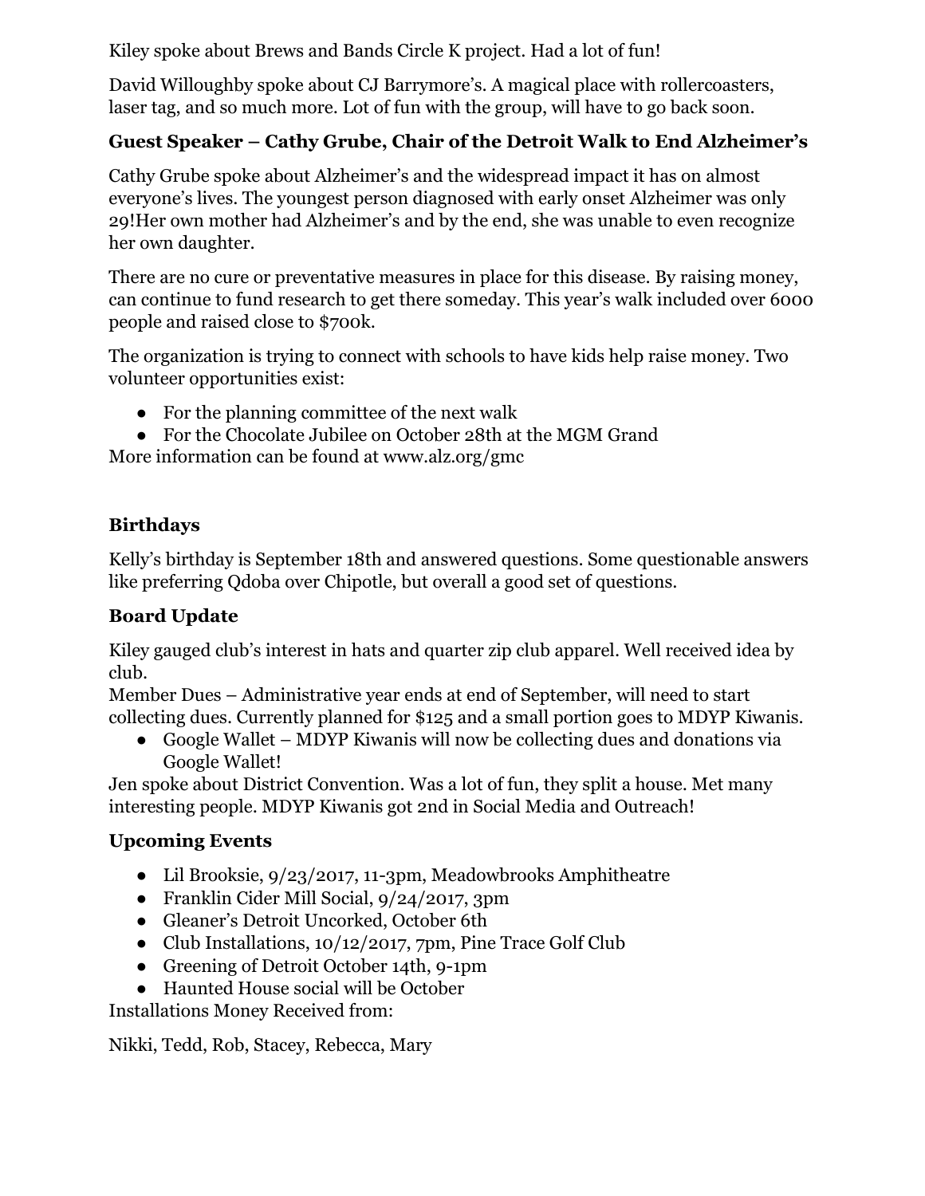Kiley spoke about Brews and Bands Circle K project. Had a lot of fun!

David Willoughby spoke about CJ Barrymore's. A magical place with rollercoasters, laser tag, and so much more. Lot of fun with the group, will have to go back soon.

### Guest Speaker – Cathy Grube, Chair of the Detroit Walk to End Alzheimer's

Cathy Grube spoke about Alzheimer's and the widespread impact it has on almost everyone's lives. The youngest person diagnosed with early onset Alzheimer was only 29!Her own mother had Alzheimer's and by the end, she was unable to even recognize her own daughter.

There are no cure or preventative measures in place for this disease. By raising money, can continue to fund research to get there someday. This year's walk included over 6000 people and raised close to $700k.

The organization is trying to connect with schools to have kids help raise money. Two volunteer opportunities exist:

- For the planning committee of the next walk
- For the Chocolate Jubilee on October 28th at the MGM Grand

More information can be found at www.alz.org/gmc

### Birthdays

Kelly's birthday is September 18th and answered questions. Some questionable answers like preferring Qdoba over Chipotle, but overall a good set of questions.

### Board Update

Kiley gauged club's interest in hats and quarter zip club apparel. Well received idea by club.

Member Dues – Administrative year ends at end of September, will need to start collecting dues. Currently planned for $125 and a small portion goes to MDYP Kiwanis.

- Google Wallet – MDYP Kiwanis will now be collecting dues and donations via Google Wallet!

Jen spoke about District Convention. Was a lot of fun, they split a house. Met many interesting people. MDYP Kiwanis got 2nd in Social Media and Outreach!

### Upcoming Events

- Lil Brooksie, 9/23/2017, 11-3pm, Meadowbrooks Amphitheatre
- Franklin Cider Mill Social, 9/24/2017, 3pm
- Gleaner's Detroit Uncorked, October 6th
- Club Installations, 10/12/2017, 7pm, Pine Trace Golf Club
- Greening of Detroit October 14th, 9-1pm
- Haunted House social will be October

Installations Money Received from:

Nikki, Tedd, Rob, Stacey, Rebecca, Mary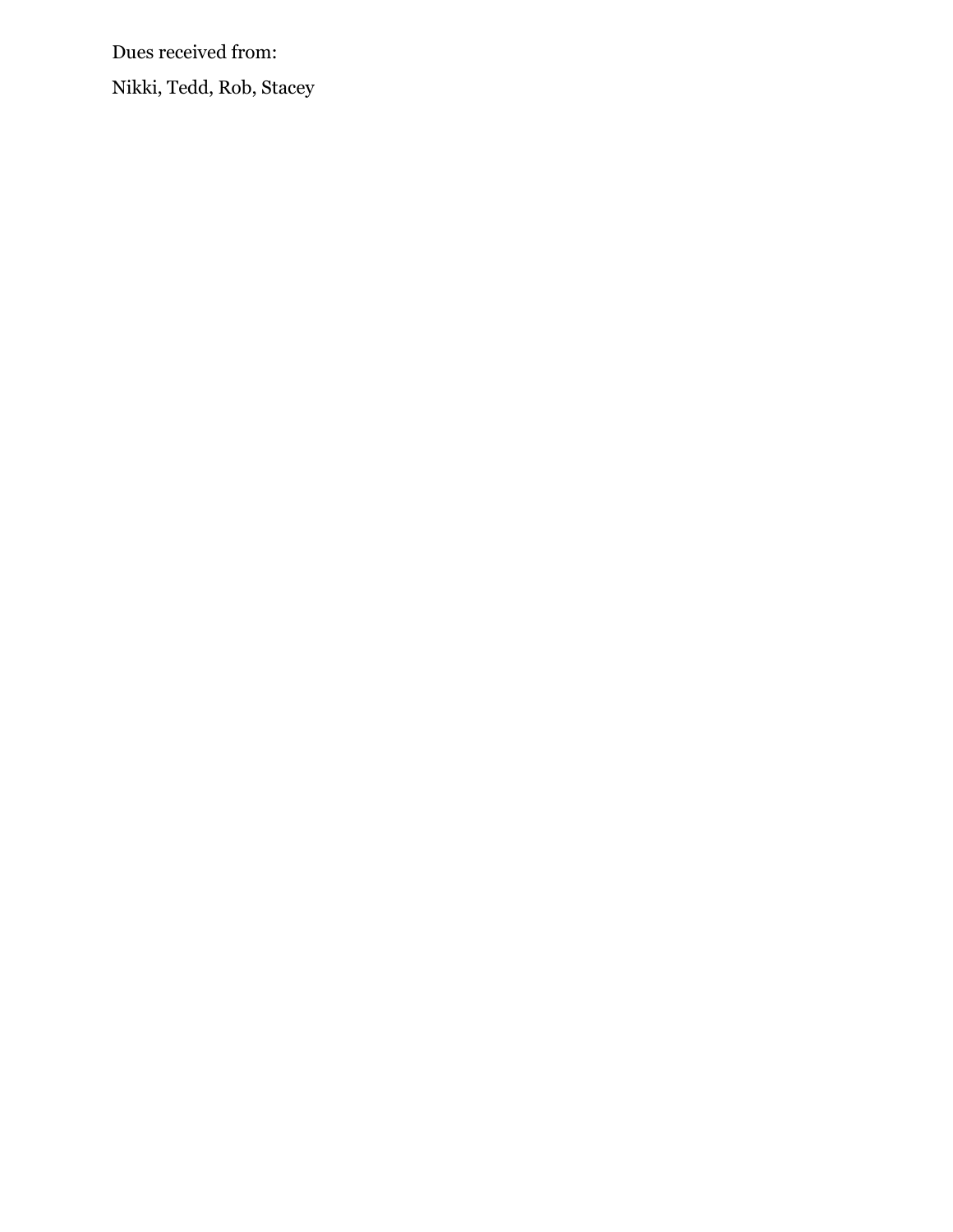Dues received from:

Nikki, Tedd, Rob, Stacey